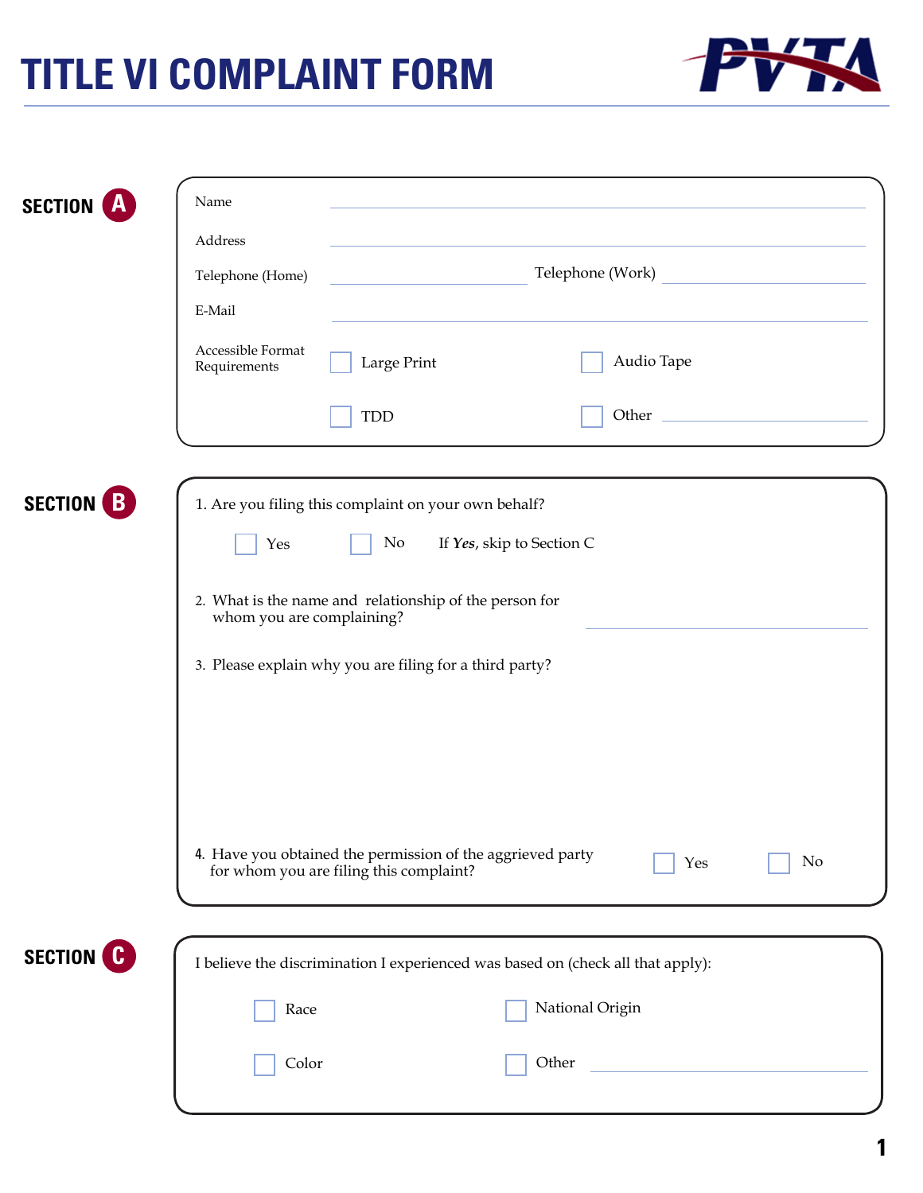# TITLE VI COMPLAINT FORM

PVTA

## SECTION A

Name \_\_\_\_\_\_\_\_\_\_\_\_\_\_\_\_\_\_\_\_\_\_\_\_\_\_\_\_\_\_

Address \_\_\_\_\_\_\_\_\_\_\_\_\_\_\_\_\_\_\_\_\_\_\_\_\_\_\_\_\_\_

Telephone (Home) \_\_\_\_\_\_\_\_\_\_\_\_\_\_\_ Telephone (Work) \_\_\_\_\_\_\_\_\_\_\_\_\_\_\_

E-Mail \_\_\_\_\_\_\_\_\_\_\_\_\_\_\_\_\_\_\_\_\_\_\_\_\_\_\_\_\_\_

Accessible Format Requirements

- ☐ Large Print
- ☐ Audio Tape
- ☐ TDD
- ☐ Other \_\_\_\_\_\_\_\_\_\_\_\_\_\_\_

## SECTION B

1. Are you filing this complaint on your own behalf?

   ☐ Yes ☐ No If ***Yes***, skip to Section C

2. What is the name and relationship of the person for whom you are complaining? \_\_\_\_\_\_\_\_\_\_\_\_\_\_\_\_\_\_\_\_\_\_\_\_\_\_\_\_\_\_

3. Please explain why you are filing for a third party?

4. Have you obtained the permission of the aggrieved party for whom you are filing this complaint? ☐ Yes ☐ No

## SECTION C

I believe the discrimination I experienced was based on (check all that apply):

- ☐ Race
- ☐ National Origin
- ☐ Color
- ☐ Other \_\_\_\_\_\_\_\_\_\_\_\_\_\_\_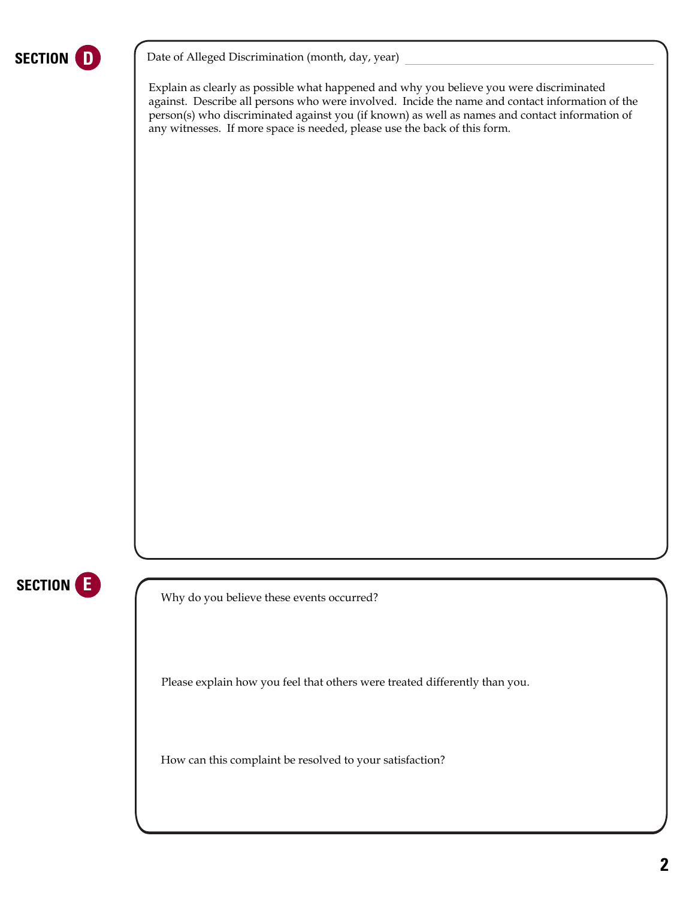## SECTION D

Date of Alleged Discrimination (month, day, year) ______________________________

Explain as clearly as possible what happened and why you believe you were discriminated against. Describe all persons who were involved. Incide the name and contact information of the person(s) who discriminated against you (if known) as well as names and contact information of any witnesses. If more space is needed, please use the back of this form.

## SECTION E

Why do you believe these events occurred?

Please explain how you feel that others were treated differently than you.

How can this complaint be resolved to your satisfaction?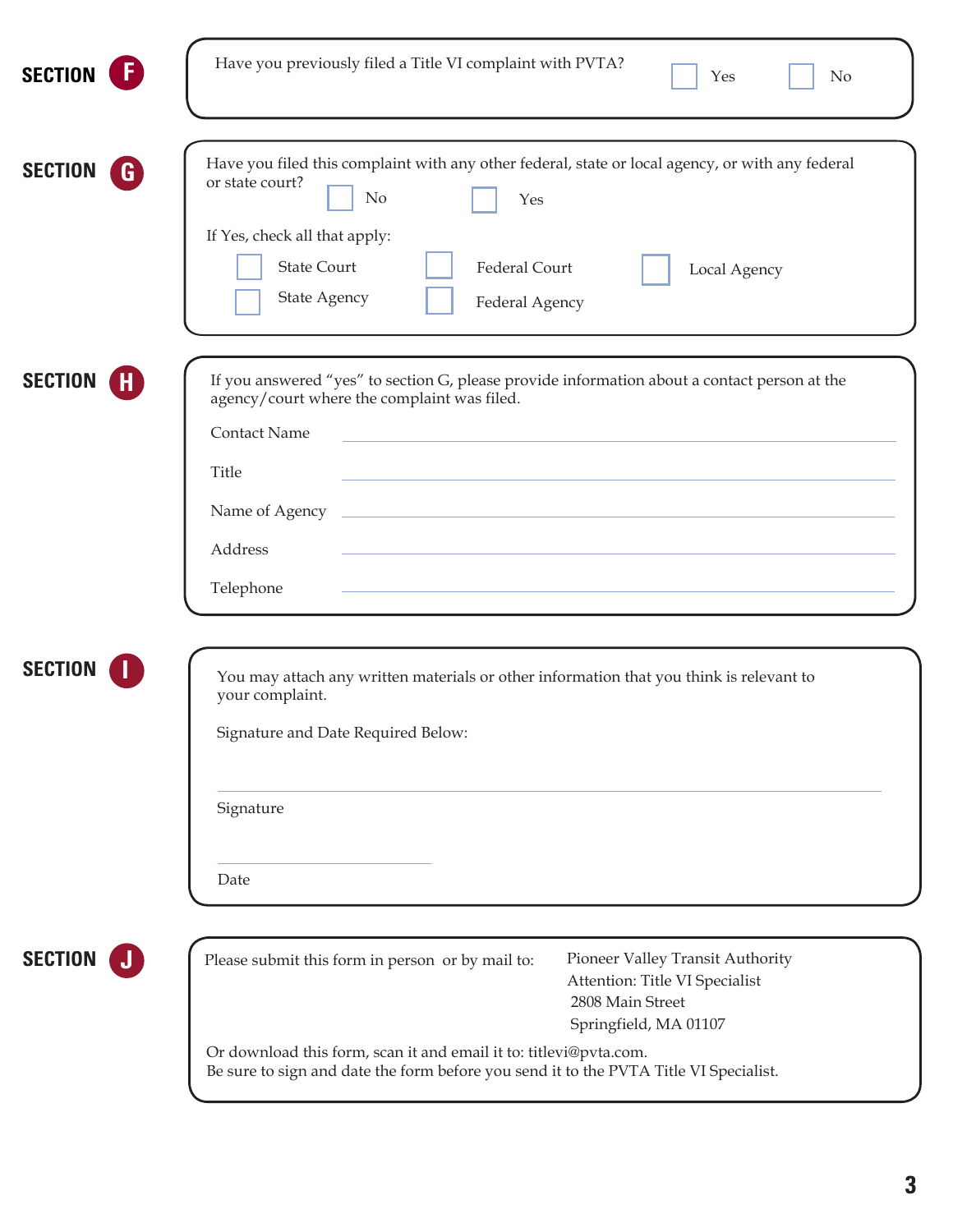## SECTION F

Have you previously filed a Title VI complaint with PVTA?

☐ Yes ☐ No

## SECTION G

Have you filed this complaint with any other federal, state or local agency, or with any federal or state court?

☐ No ☐ Yes

If Yes, check all that apply:

☐ State Court ☐ Federal Court ☐ Local Agency

☐ State Agency ☐ Federal Agency

## SECTION H

If you answered "yes" to section G, please provide information about a contact person at the agency/court where the complaint was filed.

Contact Name \_\_\_\_\_\_\_\_\_\_\_\_\_\_\_\_\_\_\_\_

Title \_\_\_\_\_\_\_\_\_\_\_\_\_\_\_\_\_\_\_\_

Name of Agency \_\_\_\_\_\_\_\_\_\_\_\_\_\_\_\_\_\_\_\_

Address \_\_\_\_\_\_\_\_\_\_\_\_\_\_\_\_\_\_\_\_

Telephone \_\_\_\_\_\_\_\_\_\_\_\_\_\_\_\_\_\_\_\_

## SECTION I

You may attach any written materials or other information that you think is relevant to your complaint.

Signature and Date Required Below:

\_\_\_\_\_\_\_\_\_\_\_\_\_\_\_\_\_\_\_\_

Signature

\_\_\_\_\_\_\_\_\_\_\_\_\_\_\_\_\_\_\_\_

Date

## SECTION J

Please submit this form in person or by mail to:

Pioneer Valley Transit Authority
Attention: Title VI Specialist
2808 Main Street
Springfield, MA 01107

Or download this form, scan it and email it to: titlevi@pvta.com.
Be sure to sign and date the form before you send it to the PVTA Title VI Specialist.